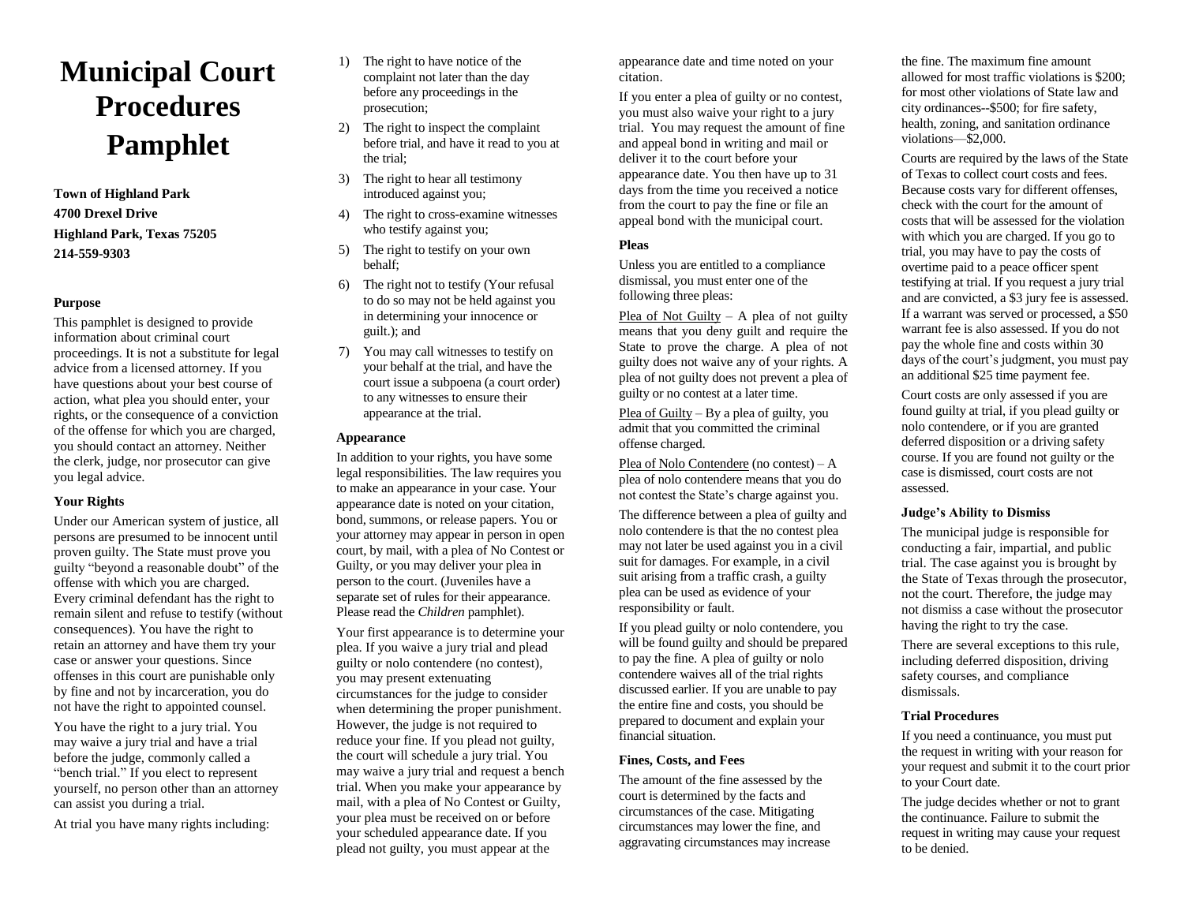# Municipal Court Procedures Pamphlet

**Town of Highland Park**

**4700 Drexel Drive**

**Highland Park, Texas 75205**

**214-559-9303**

### Purpose

This pamphlet is designed to provide information about criminal court proceedings. It is not a substitute for legal advice from a licensed attorney. If you have questions about your best course of action, what plea you should enter, your rights, or the consequence of a conviction of the offense for which you are charged, you should contact an attorney. Neither the clerk, judge, nor prosecutor can give you legal advice.

### Your Rights

Under our American system of justice, all persons are presumed to be innocent until proven guilty. The State must prove you guilty "beyond a reasonable doubt" of the offense with which you are charged. Every criminal defendant has the right to remain silent and refuse to testify (without consequences). You have the right to retain an attorney and have them try your case or answer your questions. Since offenses in this court are punishable only by fine and not by incarceration, you do not have the right to appointed counsel.

You have the right to a jury trial. You may waive a jury trial and have a trial before the judge, commonly called a "bench trial." If you elect to represent yourself, no person other than an attorney can assist you during a trial.

At trial you have many rights including:

1) The right to have notice of the complaint not later than the day before any proceedings in the prosecution;
2) The right to inspect the complaint before trial, and have it read to you at the trial;
3) The right to hear all testimony introduced against you;
4) The right to cross-examine witnesses who testify against you;
5) The right to testify on your own behalf;
6) The right not to testify (Your refusal to do so may not be held against you in determining your innocence or guilt.); and
7) You may call witnesses to testify on your behalf at the trial, and have the court issue a subpoena (a court order) to any witnesses to ensure their appearance at the trial.

### Appearance

In addition to your rights, you have some legal responsibilities. The law requires you to make an appearance in your case. Your appearance date is noted on your citation, bond, summons, or release papers. You or your attorney may appear in person in open court, by mail, with a plea of No Contest or Guilty, or you may deliver your plea in person to the court. (Juveniles have a separate set of rules for their appearance. Please read the *Children* pamphlet).

Your first appearance is to determine your plea. If you waive a jury trial and plead guilty or nolo contendere (no contest), you may present extenuating circumstances for the judge to consider when determining the proper punishment. However, the judge is not required to reduce your fine. If you plead not guilty, the court will schedule a jury trial. You may waive a jury trial and request a bench trial. When you make your appearance by mail, with a plea of No Contest or Guilty, your plea must be received on or before your scheduled appearance date. If you plead not guilty, you must appear at the appearance date and time noted on your citation.

If you enter a plea of guilty or no contest, you must also waive your right to a jury trial. You may request the amount of fine and appeal bond in writing and mail or deliver it to the court before your appearance date. You then have up to 31 days from the time you received a notice from the court to pay the fine or file an appeal bond with the municipal court.

### Pleas

Unless you are entitled to a compliance dismissal, you must enter one of the following three pleas:

Plea of Not Guilty – A plea of not guilty means that you deny guilt and require the State to prove the charge. A plea of not guilty does not waive any of your rights. A plea of not guilty does not prevent a plea of guilty or no contest at a later time.

Plea of Guilty – By a plea of guilty, you admit that you committed the criminal offense charged.

Plea of Nolo Contendere (no contest) – A plea of nolo contendere means that you do not contest the State's charge against you.

The difference between a plea of guilty and nolo contendere is that the no contest plea may not later be used against you in a civil suit for damages. For example, in a civil suit arising from a traffic crash, a guilty plea can be used as evidence of your responsibility or fault.

If you plead guilty or nolo contendere, you will be found guilty and should be prepared to pay the fine. A plea of guilty or nolo contendere waives all of the trial rights discussed earlier. If you are unable to pay the entire fine and costs, you should be prepared to document and explain your financial situation.

### Fines, Costs, and Fees

The amount of the fine assessed by the court is determined by the facts and circumstances of the case. Mitigating circumstances may lower the fine, and aggravating circumstances may increase the fine. The maximum fine amount allowed for most traffic violations is $200; for most other violations of State law and city ordinances--$500; for fire safety, health, zoning, and sanitation ordinance violations—$2,000.

Courts are required by the laws of the State of Texas to collect court costs and fees. Because costs vary for different offenses, check with the court for the amount of costs that will be assessed for the violation with which you are charged. If you go to trial, you may have to pay the costs of overtime paid to a peace officer spent testifying at trial. If you request a jury trial and are convicted, a $3 jury fee is assessed. If a warrant was served or processed, a $50 warrant fee is also assessed. If you do not pay the whole fine and costs within 30 days of the court's judgment, you must pay an additional $25 time payment fee.

Court costs are only assessed if you are found guilty at trial, if you plead guilty or nolo contendere, or if you are granted deferred disposition or a driving safety course. If you are found not guilty or the case is dismissed, court costs are not assessed.

### Judge's Ability to Dismiss

The municipal judge is responsible for conducting a fair, impartial, and public trial. The case against you is brought by the State of Texas through the prosecutor, not the court. Therefore, the judge may not dismiss a case without the prosecutor having the right to try the case.

There are several exceptions to this rule, including deferred disposition, driving safety courses, and compliance dismissals.

### Trial Procedures

If you need a continuance, you must put the request in writing with your reason for your request and submit it to the court prior to your Court date.

The judge decides whether or not to grant the continuance. Failure to submit the request in writing may cause your request to be denied.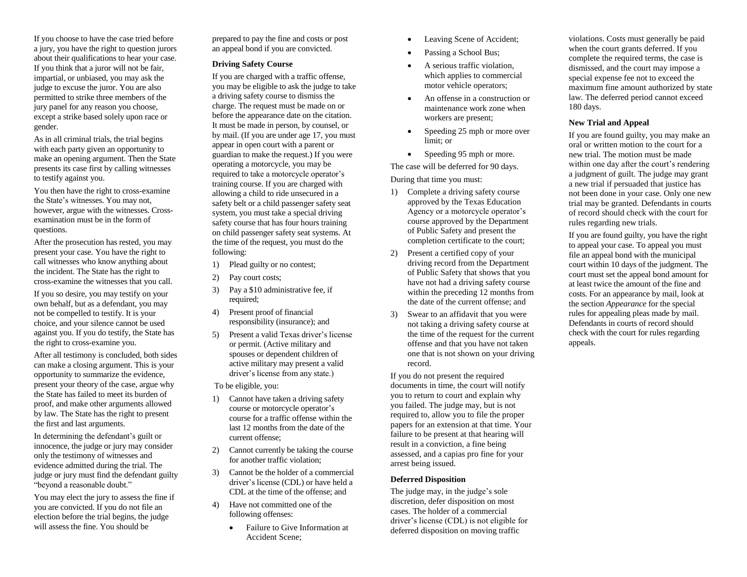If you choose to have the case tried before a jury, you have the right to question jurors about their qualifications to hear your case. If you think that a juror will not be fair, impartial, or unbiased, you may ask the judge to excuse the juror. You are also permitted to strike three members of the jury panel for any reason you choose, except a strike based solely upon race or gender.

As in all criminal trials, the trial begins with each party given an opportunity to make an opening argument. Then the State presents its case first by calling witnesses to testify against you.

You then have the right to cross-examine the State's witnesses. You may not, however, argue with the witnesses. Cross-examination must be in the form of questions.

After the prosecution has rested, you may present your case. You have the right to call witnesses who know anything about the incident. The State has the right to cross-examine the witnesses that you call.

If you so desire, you may testify on your own behalf, but as a defendant, you may not be compelled to testify. It is your choice, and your silence cannot be used against you. If you do testify, the State has the right to cross-examine you.

After all testimony is concluded, both sides can make a closing argument. This is your opportunity to summarize the evidence, present your theory of the case, argue why the State has failed to meet its burden of proof, and make other arguments allowed by law. The State has the right to present the first and last arguments.

In determining the defendant's guilt or innocence, the judge or jury may consider only the testimony of witnesses and evidence admitted during the trial. The judge or jury must find the defendant guilty "beyond a reasonable doubt."

You may elect the jury to assess the fine if you are convicted. If you do not file an election before the trial begins, the judge will assess the fine. You should be prepared to pay the fine and costs or post an appeal bond if you are convicted.

### Driving Safety Course

If you are charged with a traffic offense, you may be eligible to ask the judge to take a driving safety course to dismiss the charge. The request must be made on or before the appearance date on the citation. It must be made in person, by counsel, or by mail. (If you are under age 17, you must appear in open court with a parent or guardian to make the request.) If you were operating a motorcycle, you may be required to take a motorcycle operator's training course. If you are charged with allowing a child to ride unsecured in a safety belt or a child passenger safety seat system, you must take a special driving safety course that has four hours training on child passenger safety seat systems. At the time of the request, you must do the following:

1) Plead guilty or no contest;
2) Pay court costs;
3) Pay a $10 administrative fee, if required;
4) Present proof of financial responsibility (insurance); and
5) Present a valid Texas driver's license or permit. (Active military and spouses or dependent children of active military may present a valid driver's license from any state.)

To be eligible, you:

1) Cannot have taken a driving safety course or motorcycle operator's course for a traffic offense within the last 12 months from the date of the current offense;
2) Cannot currently be taking the course for another traffic violation;
3) Cannot be the holder of a commercial driver's license (CDL) or have held a CDL at the time of the offense; and
4) Have not committed one of the following offenses:
   - Failure to Give Information at Accident Scene;
   - Leaving Scene of Accident;
   - Passing a School Bus;
   - A serious traffic violation, which applies to commercial motor vehicle operators;
   - An offense in a construction or maintenance work zone when workers are present;
   - Speeding 25 mph or more over limit; or
   - Speeding 95 mph or more.

The case will be deferred for 90 days.

During that time you must:

1) Complete a driving safety course approved by the Texas Education Agency or a motorcycle operator's course approved by the Department of Public Safety and present the completion certificate to the court;
2) Present a certified copy of your driving record from the Department of Public Safety that shows that you have not had a driving safety course within the preceding 12 months from the date of the current offense; and
3) Swear to an affidavit that you were not taking a driving safety course at the time of the request for the current offense and that you have not taken one that is not shown on your driving record.

If you do not present the required documents in time, the court will notify you to return to court and explain why you failed. The judge may, but is not required to, allow you to file the proper papers for an extension at that time. Your failure to be present at that hearing will result in a conviction, a fine being assessed, and a capias pro fine for your arrest being issued.

### Deferred Disposition

The judge may, in the judge's sole discretion, defer disposition on most cases. The holder of a commercial driver's license (CDL) is not eligible for deferred disposition on moving traffic violations. Costs must generally be paid when the court grants deferred. If you complete the required terms, the case is dismissed, and the court may impose a special expense fee not to exceed the maximum fine amount authorized by state law. The deferred period cannot exceed 180 days.

### New Trial and Appeal

If you are found guilty, you may make an oral or written motion to the court for a new trial. The motion must be made within one day after the court's rendering a judgment of guilt. The judge may grant a new trial if persuaded that justice has not been done in your case. Only one new trial may be granted. Defendants in courts of record should check with the court for rules regarding new trials.

If you are found guilty, you have the right to appeal your case. To appeal you must file an appeal bond with the municipal court within 10 days of the judgment. The court must set the appeal bond amount for at least twice the amount of the fine and costs. For an appearance by mail, look at the section *Appearance* for the special rules for appealing pleas made by mail. Defendants in courts of record should check with the court for rules regarding appeals.